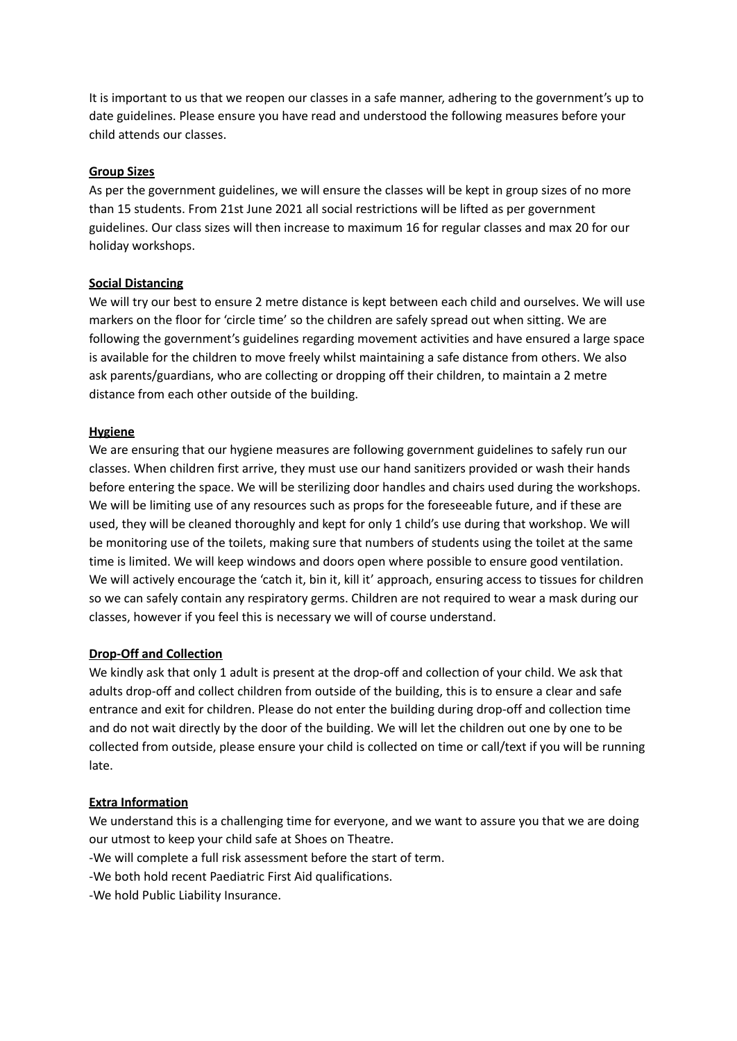It is important to us that we reopen our classes in a safe manner, adhering to the government's up to date guidelines. Please ensure you have read and understood the following measures before your child attends our classes.

**Group Sizes**

As per the government guidelines, we will ensure the classes will be kept in group sizes of no more than 15 students. From 21st June 2021 all social restrictions will be lifted as per government guidelines. Our class sizes will then increase to maximum 16 for regular classes and max 20 for our holiday workshops.

**Social Distancing**

We will try our best to ensure 2 metre distance is kept between each child and ourselves. We will use markers on the floor for 'circle time' so the children are safely spread out when sitting. We are following the government's guidelines regarding movement activities and have ensured a large space is available for the children to move freely whilst maintaining a safe distance from others. We also ask parents/guardians, who are collecting or dropping off their children, to maintain a 2 metre distance from each other outside of the building.

**Hygiene**

We are ensuring that our hygiene measures are following government guidelines to safely run our classes. When children first arrive, they must use our hand sanitizers provided or wash their hands before entering the space. We will be sterilizing door handles and chairs used during the workshops. We will be limiting use of any resources such as props for the foreseeable future, and if these are used, they will be cleaned thoroughly and kept for only 1 child's use during that workshop. We will be monitoring use of the toilets, making sure that numbers of students using the toilet at the same time is limited. We will keep windows and doors open where possible to ensure good ventilation. We will actively encourage the 'catch it, bin it, kill it' approach, ensuring access to tissues for children so we can safely contain any respiratory germs. Children are not required to wear a mask during our classes, however if you feel this is necessary we will of course understand.

**Drop-Off and Collection**

We kindly ask that only 1 adult is present at the drop-off and collection of your child. We ask that adults drop-off and collect children from outside of the building, this is to ensure a clear and safe entrance and exit for children. Please do not enter the building during drop-off and collection time and do not wait directly by the door of the building. We will let the children out one by one to be collected from outside, please ensure your child is collected on time or call/text if you will be running late.

**Extra Information**

We understand this is a challenging time for everyone, and we want to assure you that we are doing our utmost to keep your child safe at Shoes on Theatre.

-We will complete a full risk assessment before the start of term.

-We both hold recent Paediatric First Aid qualifications.

-We hold Public Liability Insurance.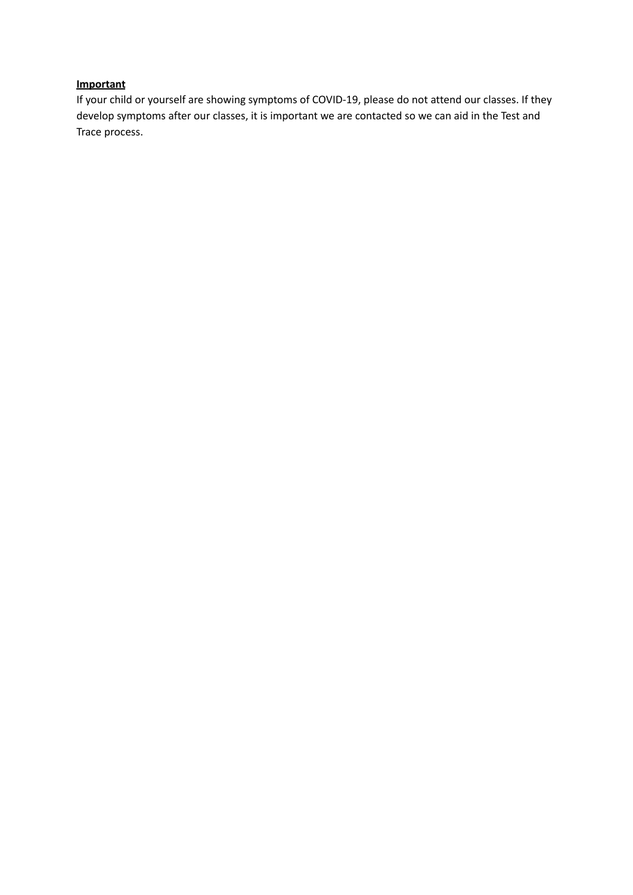**Important**

If your child or yourself are showing symptoms of COVID-19, please do not attend our classes. If they develop symptoms after our classes, it is important we are contacted so we can aid in the Test and Trace process.